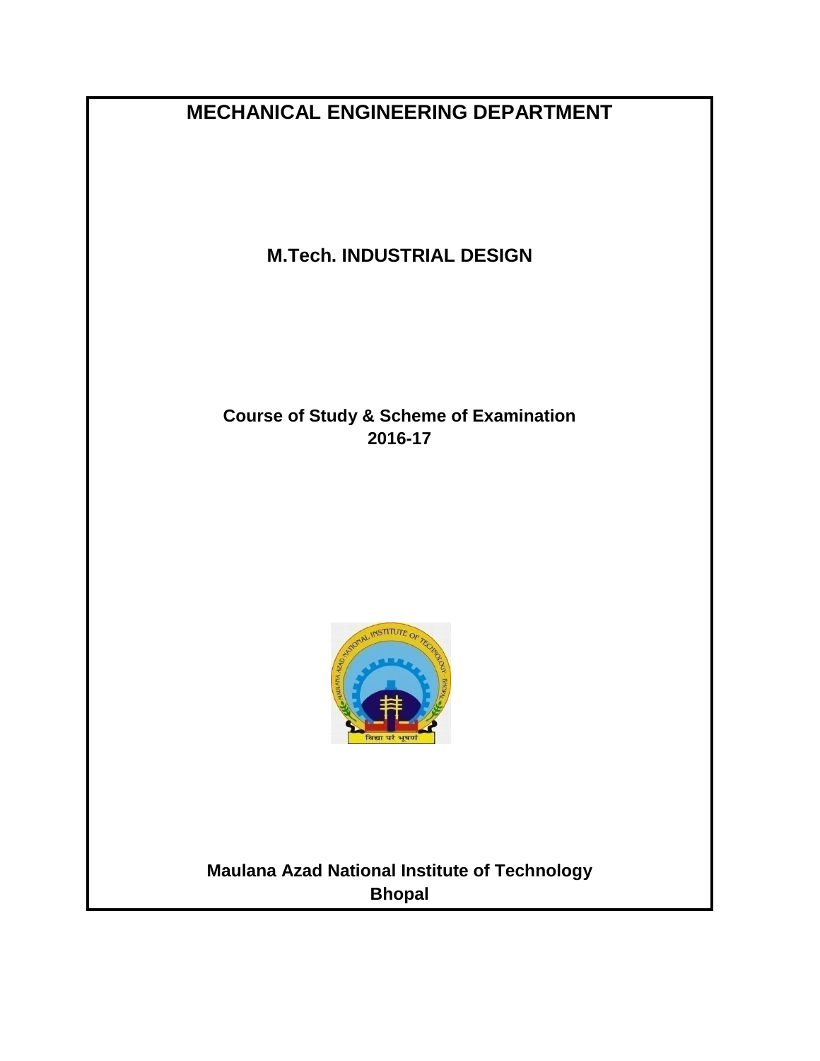# MECHANICAL ENGINEERING DEPARTMENT

## M.Tech. INDUSTRIAL DESIGN

**Course of Study & Scheme of Examination**
**2016-17**

**Maulana Azad National Institute of Technology**
**Bhopal**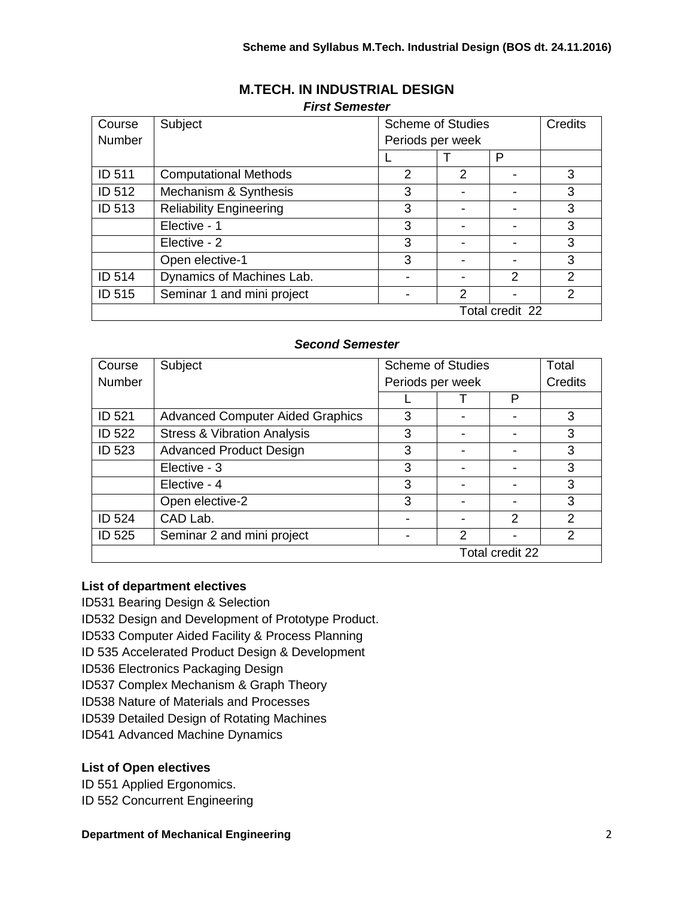# M.TECH. IN INDUSTRIAL DESIGN

***First Semester***

| Course Number | Subject | Scheme of Studies Periods per week | | | Credits |
|---|---|---|---|---|---|
| | | L | T | P | |
| ID 511 | Computational Methods | 2 | 2 | - | 3 |
| ID 512 | Mechanism & Synthesis | 3 | - | - | 3 |
| ID 513 | Reliability Engineering | 3 | - | - | 3 |
| | Elective - 1 | 3 | - | - | 3 |
| | Elective - 2 | 3 | - | - | 3 |
| | Open elective-1 | 3 | - | - | 3 |
| ID 514 | Dynamics of Machines Lab. | - | - | 2 | 2 |
| ID 515 | Seminar 1 and mini project | - | 2 | - | 2 |
| | | | | Total credit 22 | |

***Second Semester***

| Course Number | Subject | Scheme of Studies Periods per week | | | Total Credits |
|---|---|---|---|---|---|
| | | L | T | P | |
| ID 521 | Advanced Computer Aided Graphics | 3 | - | - | 3 |
| ID 522 | Stress & Vibration Analysis | 3 | - | - | 3 |
| ID 523 | Advanced Product Design | 3 | - | - | 3 |
| | Elective - 3 | 3 | - | - | 3 |
| | Elective - 4 | 3 | - | - | 3 |
| | Open elective-2 | 3 | - | - | 3 |
| ID 524 | CAD Lab. | - | - | 2 | 2 |
| ID 525 | Seminar 2 and mini project | - | 2 | - | 2 |
| | | | | Total credit 22 | |

**List of department electives**

ID531 Bearing Design & Selection

ID532 Design and Development of Prototype Product.

ID533 Computer Aided Facility & Process Planning

ID 535 Accelerated Product Design & Development

ID536 Electronics Packaging Design

ID537 Complex Mechanism & Graph Theory

ID538 Nature of Materials and Processes

ID539 Detailed Design of Rotating Machines

ID541 Advanced Machine Dynamics

**List of Open electives**

ID 551 Applied Ergonomics.

ID 552 Concurrent Engineering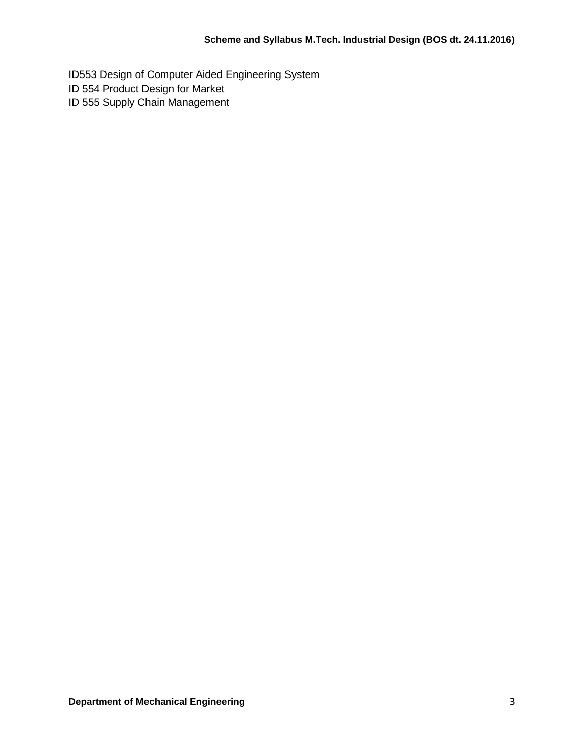ID553 Design of Computer Aided Engineering System
ID 554 Product Design for Market
ID 555 Supply Chain Management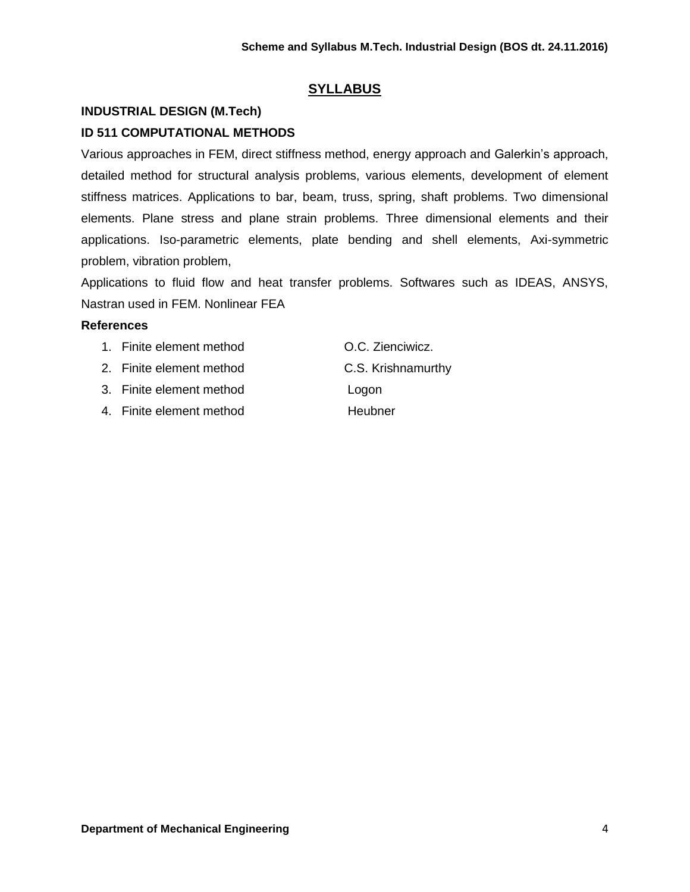## SYLLABUS

**INDUSTRIAL DESIGN (M.Tech)**

**ID 511 COMPUTATIONAL METHODS**

Various approaches in FEM, direct stiffness method, energy approach and Galerkin's approach, detailed method for structural analysis problems, various elements, development of element stiffness matrices. Applications to bar, beam, truss, spring, shaft problems. Two dimensional elements. Plane stress and plane strain problems. Three dimensional elements and their applications. Iso-parametric elements, plate bending and shell elements, Axi-symmetric problem, vibration problem,

Applications to fluid flow and heat transfer problems. Softwares such as IDEAS, ANSYS, Nastran used in FEM. Nonlinear FEA

**References**

1. Finite element method — O.C. Zienciwicz.
2. Finite element method — C.S. Krishnamurthy
3. Finite element method — Logon
4. Finite element method — Heubner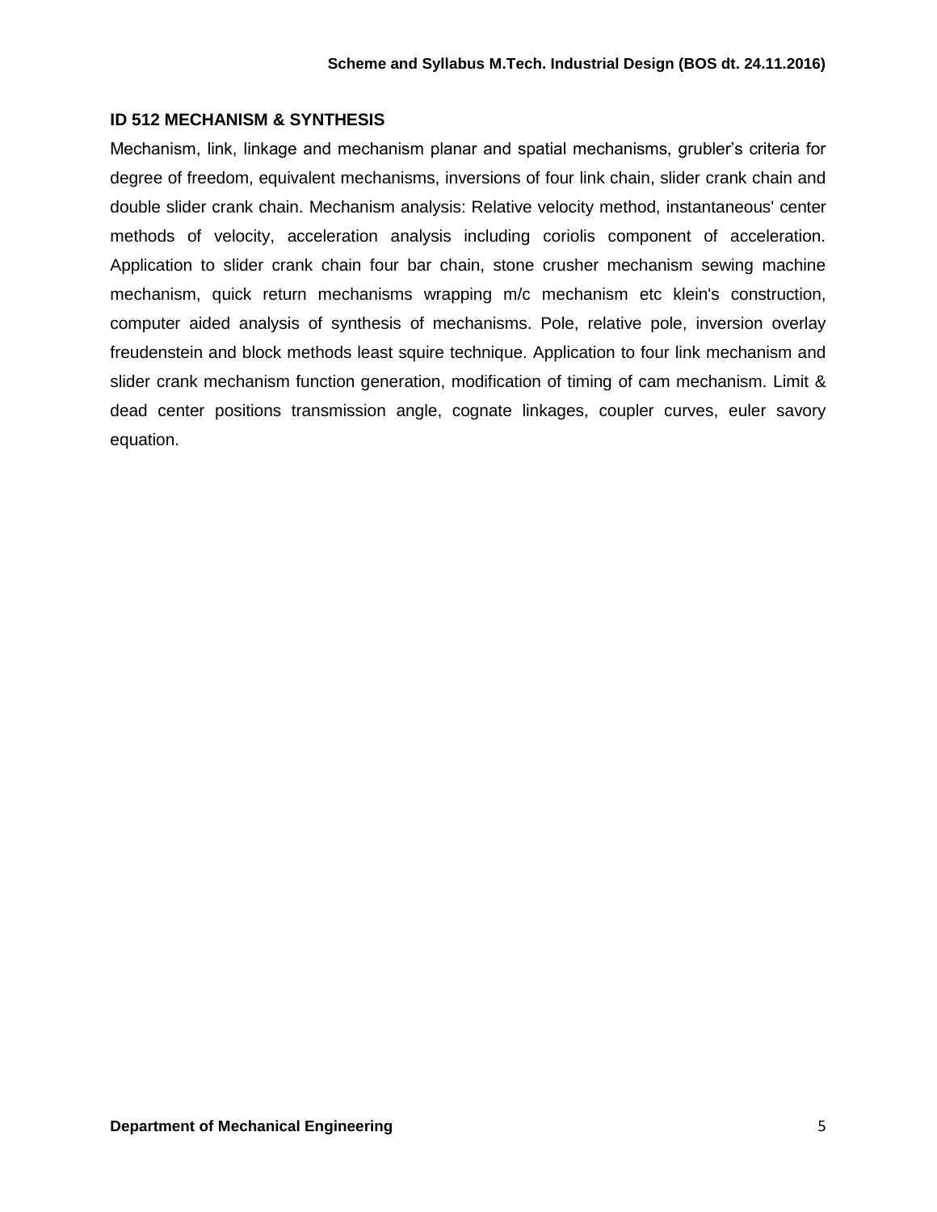### ID 512 MECHANISM & SYNTHESIS

Mechanism, link, linkage and mechanism planar and spatial mechanisms, grubler's criteria for degree of freedom, equivalent mechanisms, inversions of four link chain, slider crank chain and double slider crank chain. Mechanism analysis: Relative velocity method, instantaneous' center methods of velocity, acceleration analysis including coriolis component of acceleration. Application to slider crank chain four bar chain, stone crusher mechanism sewing machine mechanism, quick return mechanisms wrapping m/c mechanism etc klein's construction, computer aided analysis of synthesis of mechanisms. Pole, relative pole, inversion overlay freudenstein and block methods least squire technique. Application to four link mechanism and slider crank mechanism function generation, modification of timing of cam mechanism. Limit & dead center positions transmission angle, cognate linkages, coupler curves, euler savory equation.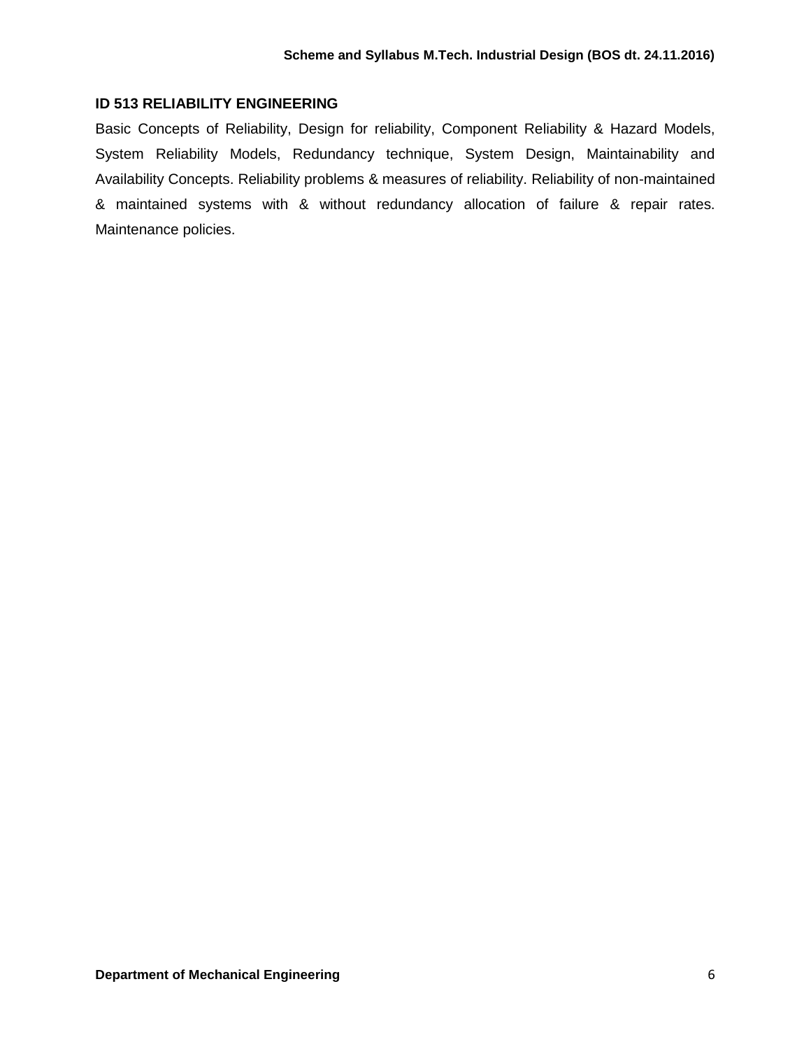### ID 513 RELIABILITY ENGINEERING

Basic Concepts of Reliability, Design for reliability, Component Reliability & Hazard Models, System Reliability Models, Redundancy technique, System Design, Maintainability and Availability Concepts. Reliability problems & measures of reliability. Reliability of non-maintained & maintained systems with & without redundancy allocation of failure & repair rates. Maintenance policies.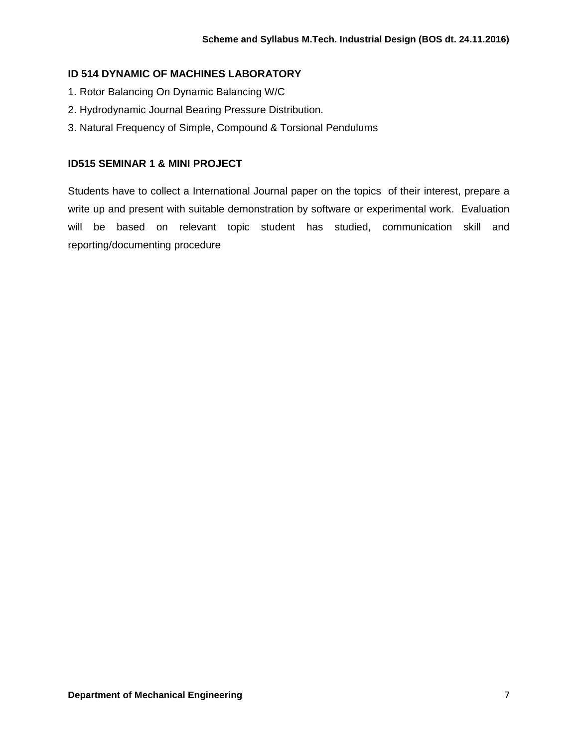### ID 514 DYNAMIC OF MACHINES LABORATORY

1. Rotor Balancing On Dynamic Balancing W/C
2. Hydrodynamic Journal Bearing Pressure Distribution.
3. Natural Frequency of Simple, Compound & Torsional Pendulums

### ID515 SEMINAR 1 & MINI PROJECT

Students have to collect a International Journal paper on the topics of their interest, prepare a write up and present with suitable demonstration by software or experimental work. Evaluation will be based on relevant topic student has studied, communication skill and reporting/documenting procedure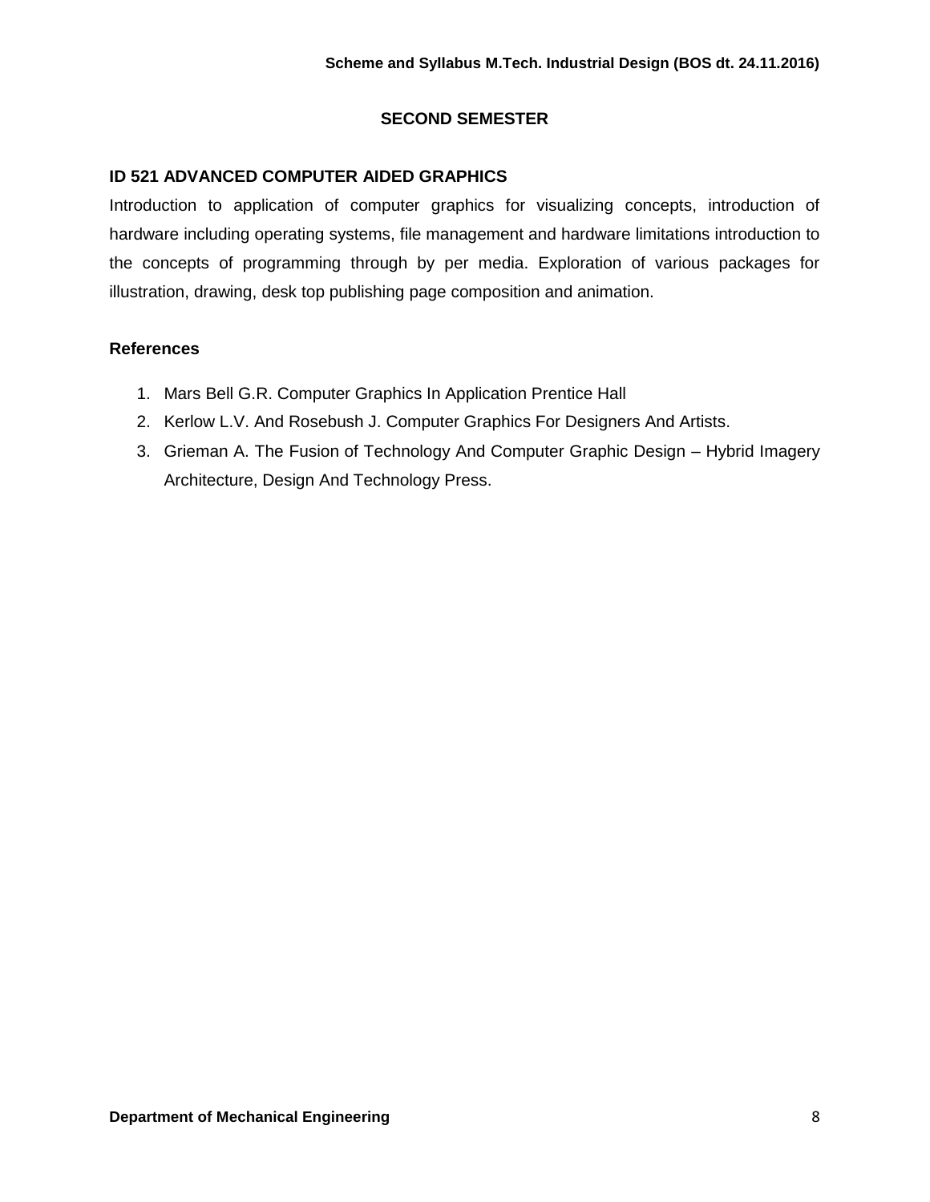## SECOND SEMESTER

### ID 521 ADVANCED COMPUTER AIDED GRAPHICS

Introduction to application of computer graphics for visualizing concepts, introduction of hardware including operating systems, file management and hardware limitations introduction to the concepts of programming through by per media. Exploration of various packages for illustration, drawing, desk top publishing page composition and animation.

### References

1. Mars Bell G.R. Computer Graphics In Application Prentice Hall
2. Kerlow L.V. And Rosebush J. Computer Graphics For Designers And Artists.
3. Grieman A. The Fusion of Technology And Computer Graphic Design – Hybrid Imagery Architecture, Design And Technology Press.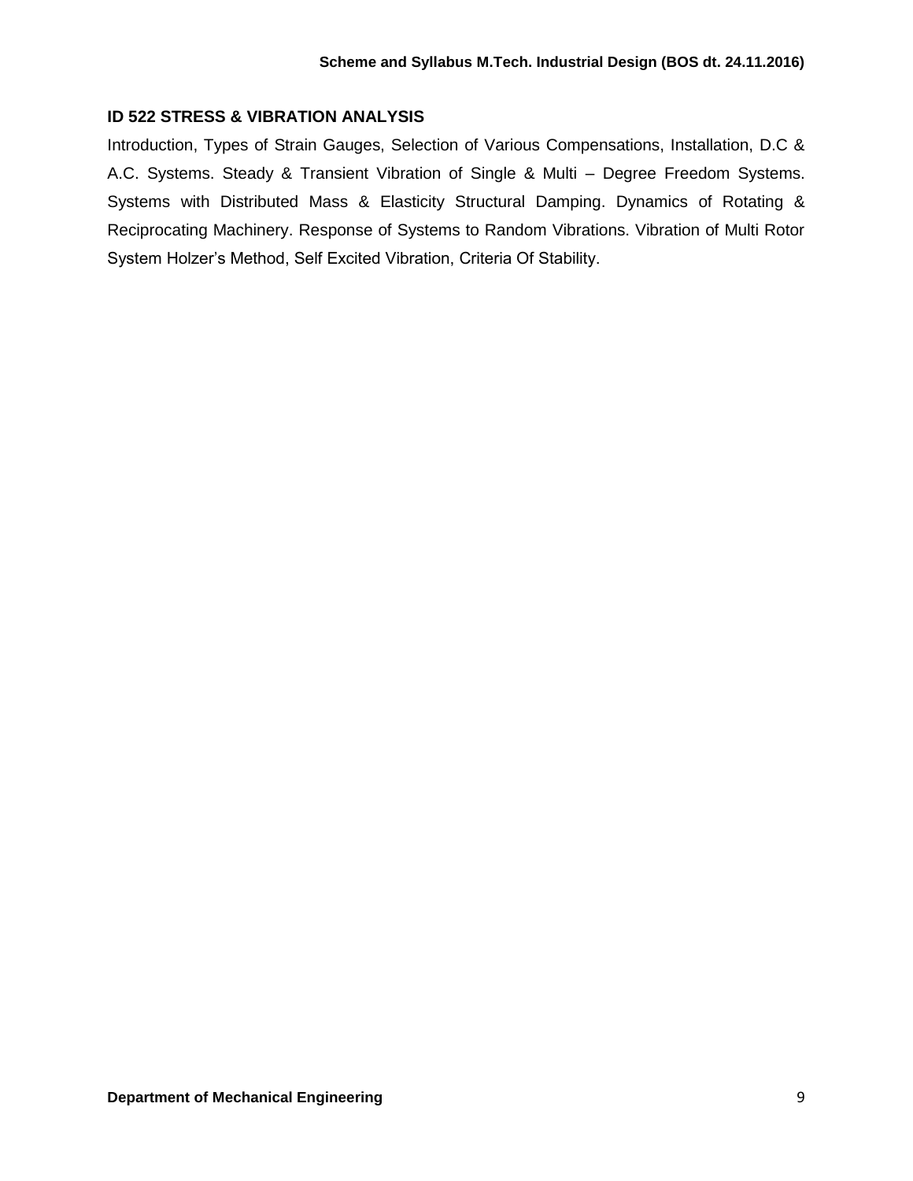## ID 522 STRESS & VIBRATION ANALYSIS

Introduction, Types of Strain Gauges, Selection of Various Compensations, Installation, D.C & A.C. Systems. Steady & Transient Vibration of Single & Multi – Degree Freedom Systems. Systems with Distributed Mass & Elasticity Structural Damping. Dynamics of Rotating & Reciprocating Machinery. Response of Systems to Random Vibrations. Vibration of Multi Rotor System Holzer's Method, Self Excited Vibration, Criteria Of Stability.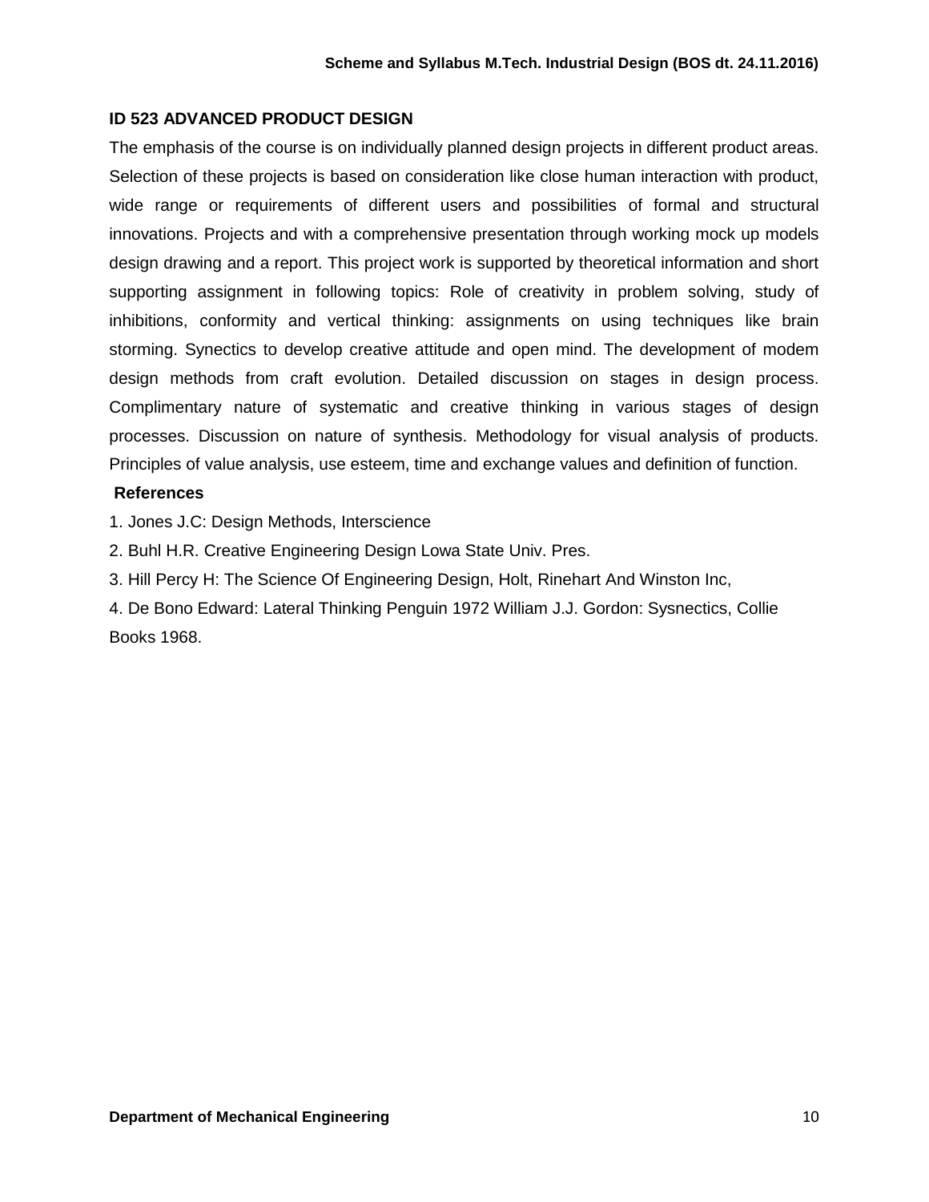## ID 523 ADVANCED PRODUCT DESIGN

The emphasis of the course is on individually planned design projects in different product areas. Selection of these projects is based on consideration like close human interaction with product, wide range or requirements of different users and possibilities of formal and structural innovations. Projects and with a comprehensive presentation through working mock up models design drawing and a report. This project work is supported by theoretical information and short supporting assignment in following topics: Role of creativity in problem solving, study of inhibitions, conformity and vertical thinking: assignments on using techniques like brain storming. Synectics to develop creative attitude and open mind. The development of modem design methods from craft evolution. Detailed discussion on stages in design process. Complimentary nature of systematic and creative thinking in various stages of design processes. Discussion on nature of synthesis. Methodology for visual analysis of products. Principles of value analysis, use esteem, time and exchange values and definition of function.

**References**

1. Jones J.C: Design Methods, Interscience
2. Buhl H.R. Creative Engineering Design Lowa State Univ. Pres.
3. Hill Percy H: The Science Of Engineering Design, Holt, Rinehart And Winston Inc,
4. De Bono Edward: Lateral Thinking Penguin 1972 William J.J. Gordon: Sysnectics, Collie Books 1968.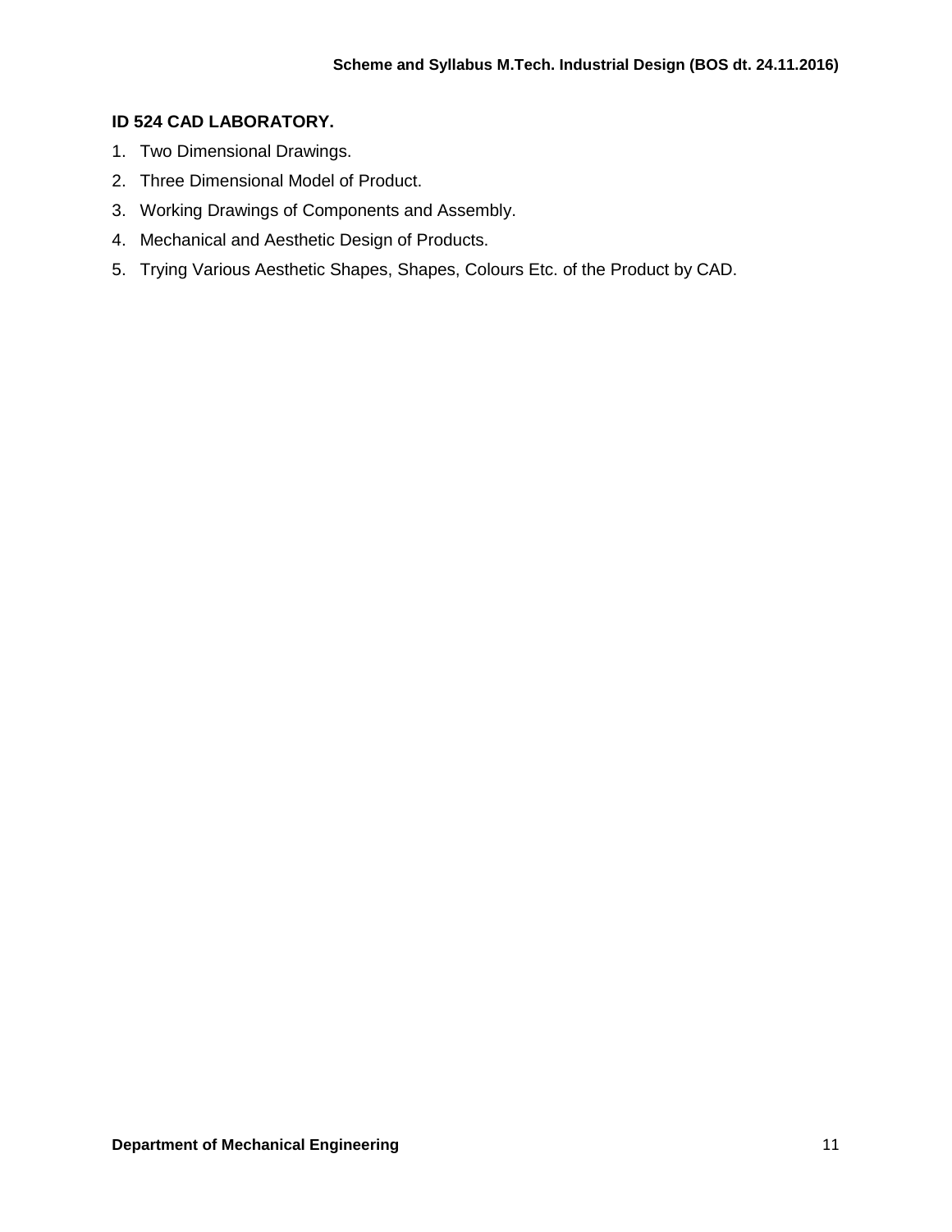### ID 524 CAD LABORATORY.

1. Two Dimensional Drawings.
2. Three Dimensional Model of Product.
3. Working Drawings of Components and Assembly.
4. Mechanical and Aesthetic Design of Products.
5. Trying Various Aesthetic Shapes, Shapes, Colours Etc. of the Product by CAD.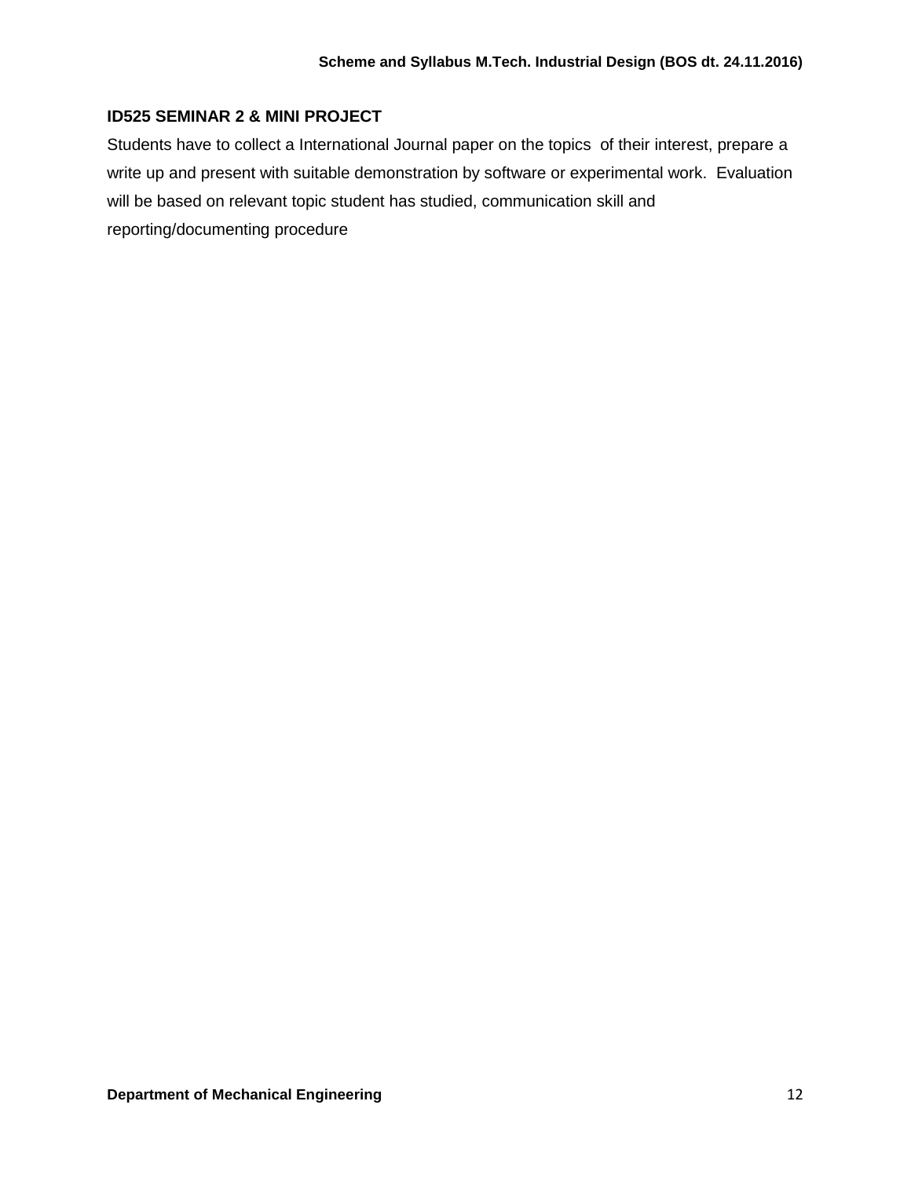### ID525 SEMINAR 2 & MINI PROJECT

Students have to collect a International Journal paper on the topics of their interest, prepare a write up and present with suitable demonstration by software or experimental work. Evaluation will be based on relevant topic student has studied, communication skill and reporting/documenting procedure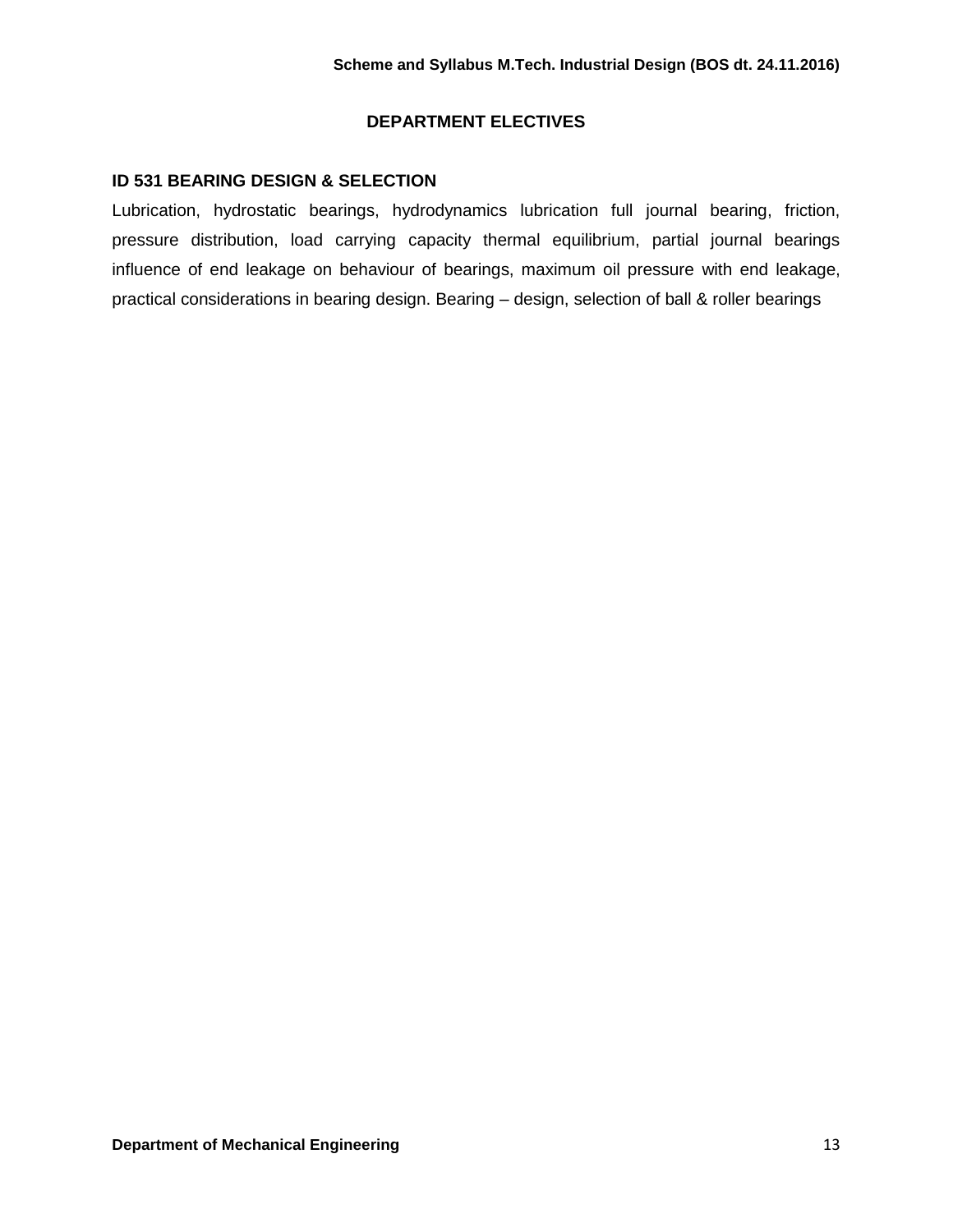## DEPARTMENT ELECTIVES

### ID 531 BEARING DESIGN & SELECTION

Lubrication, hydrostatic bearings, hydrodynamics lubrication full journal bearing, friction, pressure distribution, load carrying capacity thermal equilibrium, partial journal bearings influence of end leakage on behaviour of bearings, maximum oil pressure with end leakage, practical considerations in bearing design. Bearing – design, selection of ball & roller bearings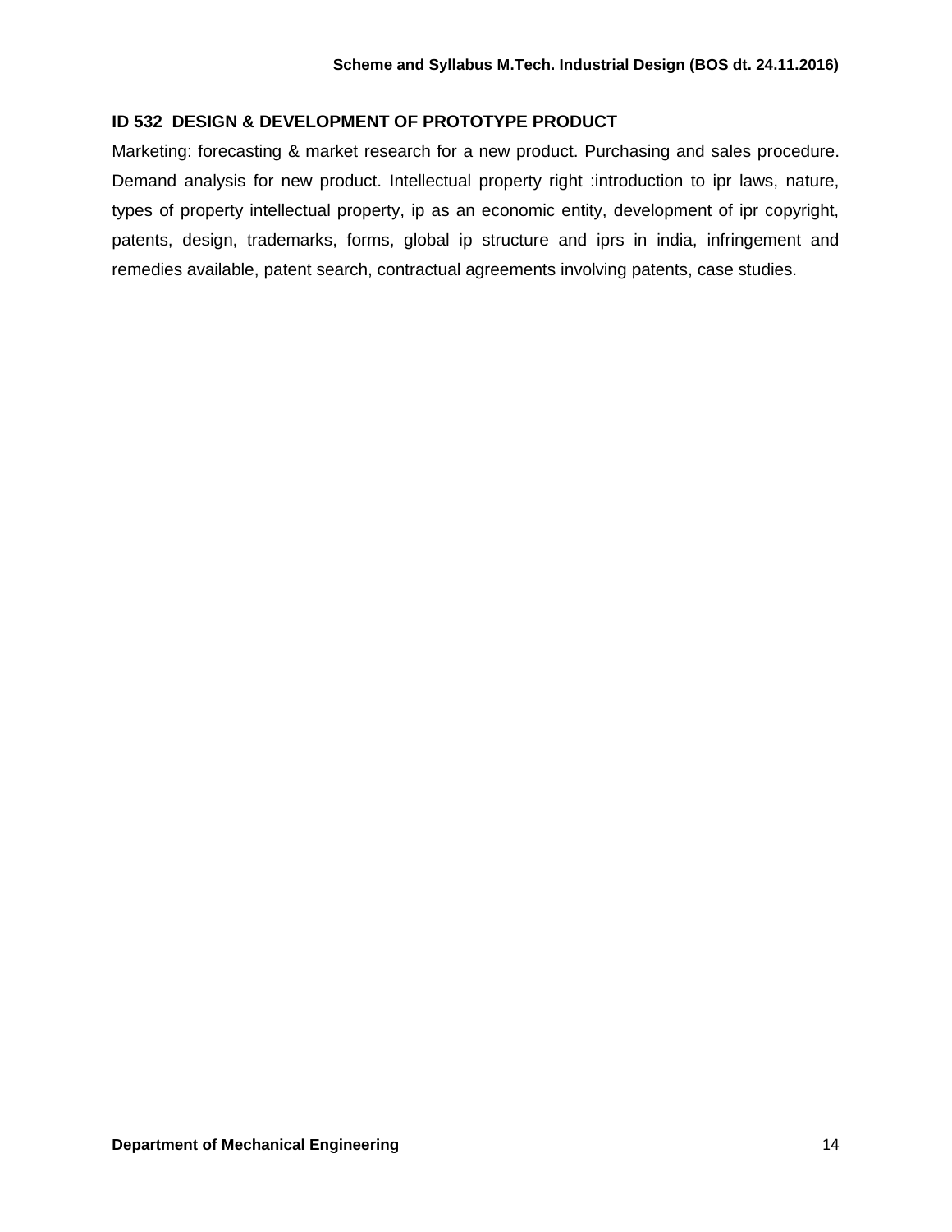### ID 532 DESIGN & DEVELOPMENT OF PROTOTYPE PRODUCT

Marketing: forecasting & market research for a new product. Purchasing and sales procedure. Demand analysis for new product. Intellectual property right :introduction to ipr laws, nature, types of property intellectual property, ip as an economic entity, development of ipr copyright, patents, design, trademarks, forms, global ip structure and iprs in india, infringement and remedies available, patent search, contractual agreements involving patents, case studies.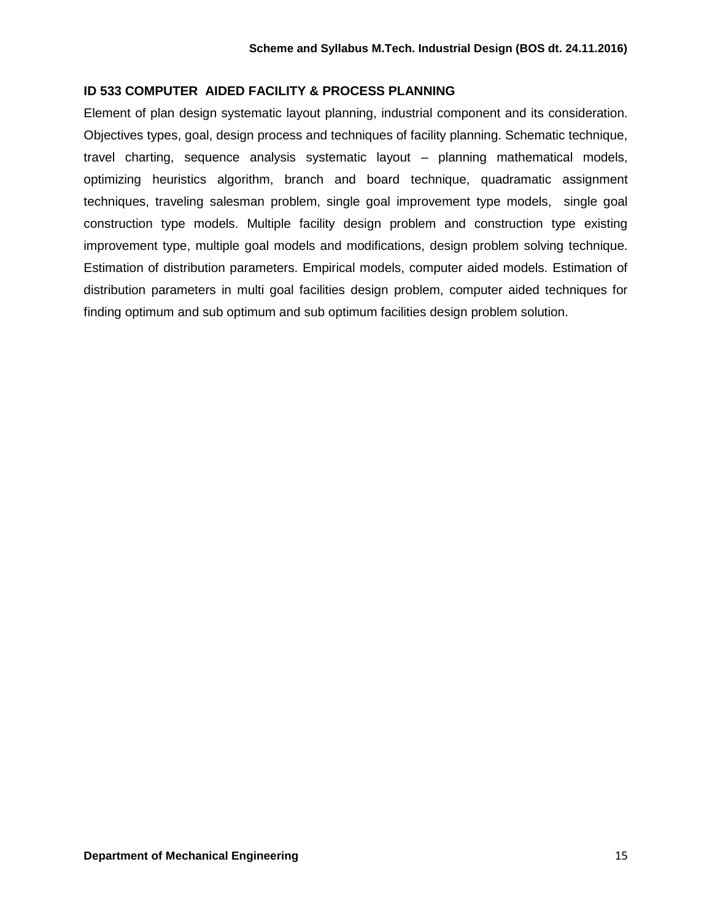## ID 533 COMPUTER AIDED FACILITY & PROCESS PLANNING

Element of plan design systematic layout planning, industrial component and its consideration. Objectives types, goal, design process and techniques of facility planning. Schematic technique, travel charting, sequence analysis systematic layout – planning mathematical models, optimizing heuristics algorithm, branch and board technique, quadramatic assignment techniques, traveling salesman problem, single goal improvement type models, single goal construction type models. Multiple facility design problem and construction type existing improvement type, multiple goal models and modifications, design problem solving technique. Estimation of distribution parameters. Empirical models, computer aided models. Estimation of distribution parameters in multi goal facilities design problem, computer aided techniques for finding optimum and sub optimum and sub optimum facilities design problem solution.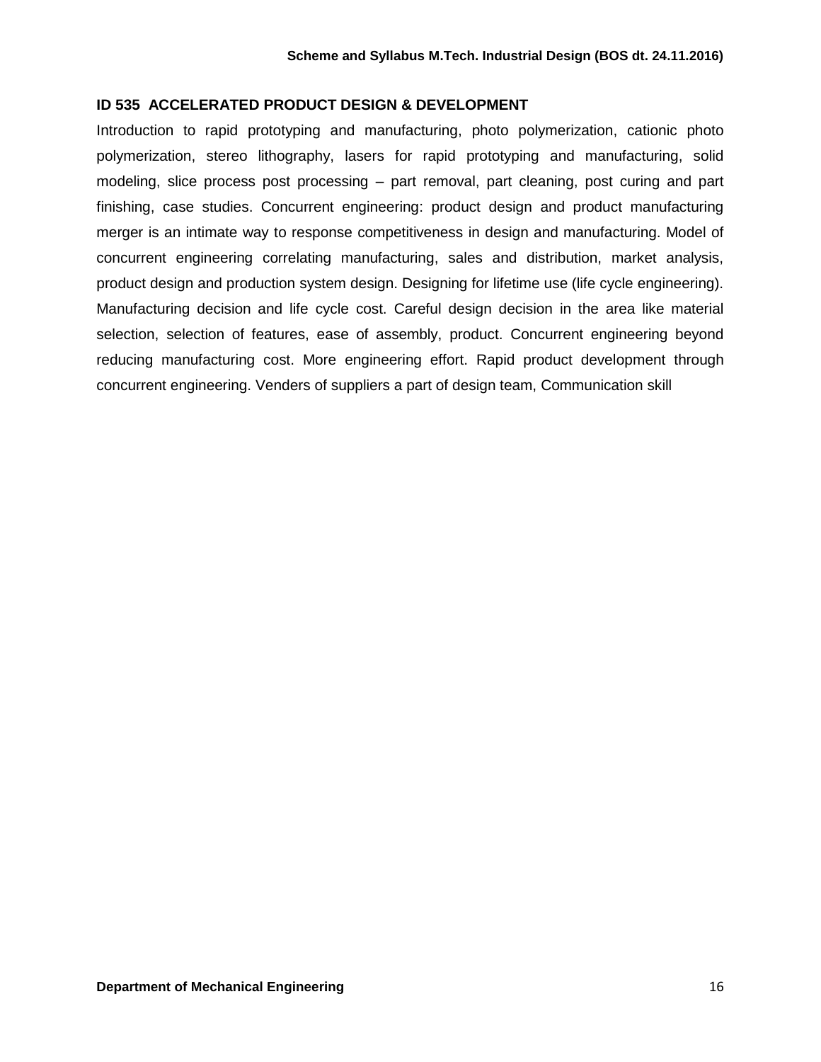### ID 535 ACCELERATED PRODUCT DESIGN & DEVELOPMENT

Introduction to rapid prototyping and manufacturing, photo polymerization, cationic photo polymerization, stereo lithography, lasers for rapid prototyping and manufacturing, solid modeling, slice process post processing – part removal, part cleaning, post curing and part finishing, case studies. Concurrent engineering: product design and product manufacturing merger is an intimate way to response competitiveness in design and manufacturing. Model of concurrent engineering correlating manufacturing, sales and distribution, market analysis, product design and production system design. Designing for lifetime use (life cycle engineering). Manufacturing decision and life cycle cost. Careful design decision in the area like material selection, selection of features, ease of assembly, product. Concurrent engineering beyond reducing manufacturing cost. More engineering effort. Rapid product development through concurrent engineering. Venders of suppliers a part of design team, Communication skill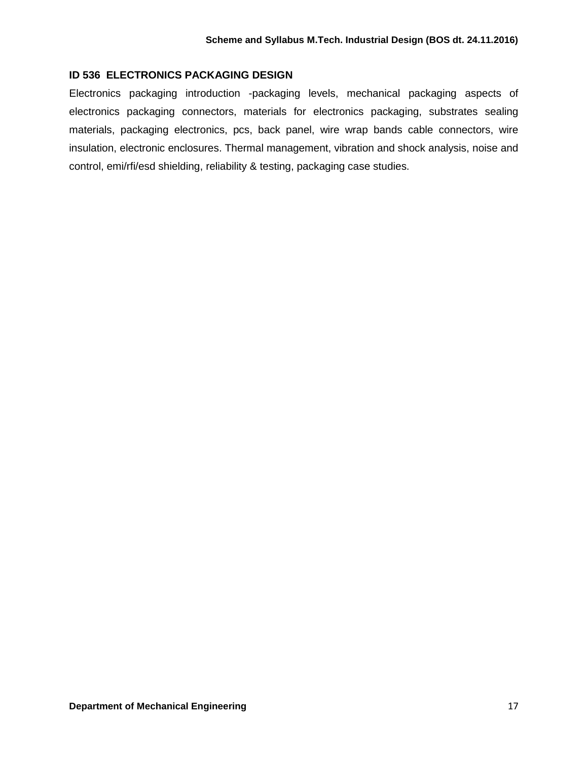### ID 536 ELECTRONICS PACKAGING DESIGN

Electronics packaging introduction -packaging levels, mechanical packaging aspects of electronics packaging connectors, materials for electronics packaging, substrates sealing materials, packaging electronics, pcs, back panel, wire wrap bands cable connectors, wire insulation, electronic enclosures. Thermal management, vibration and shock analysis, noise and control, emi/rfi/esd shielding, reliability & testing, packaging case studies.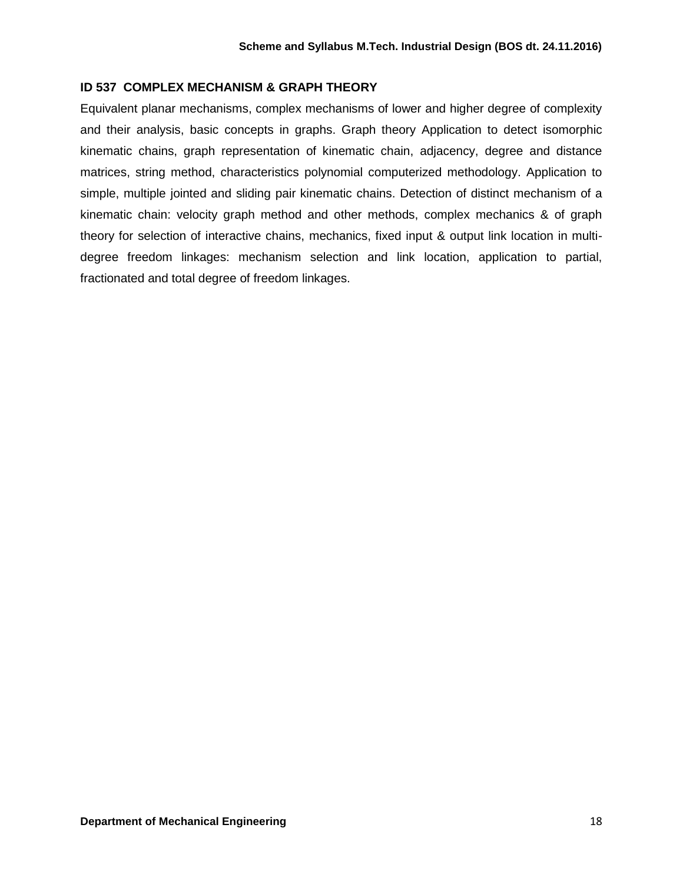### ID 537 COMPLEX MECHANISM & GRAPH THEORY

Equivalent planar mechanisms, complex mechanisms of lower and higher degree of complexity and their analysis, basic concepts in graphs. Graph theory Application to detect isomorphic kinematic chains, graph representation of kinematic chain, adjacency, degree and distance matrices, string method, characteristics polynomial computerized methodology. Application to simple, multiple jointed and sliding pair kinematic chains. Detection of distinct mechanism of a kinematic chain: velocity graph method and other methods, complex mechanics & of graph theory for selection of interactive chains, mechanics, fixed input & output link location in multi-degree freedom linkages: mechanism selection and link location, application to partial, fractionated and total degree of freedom linkages.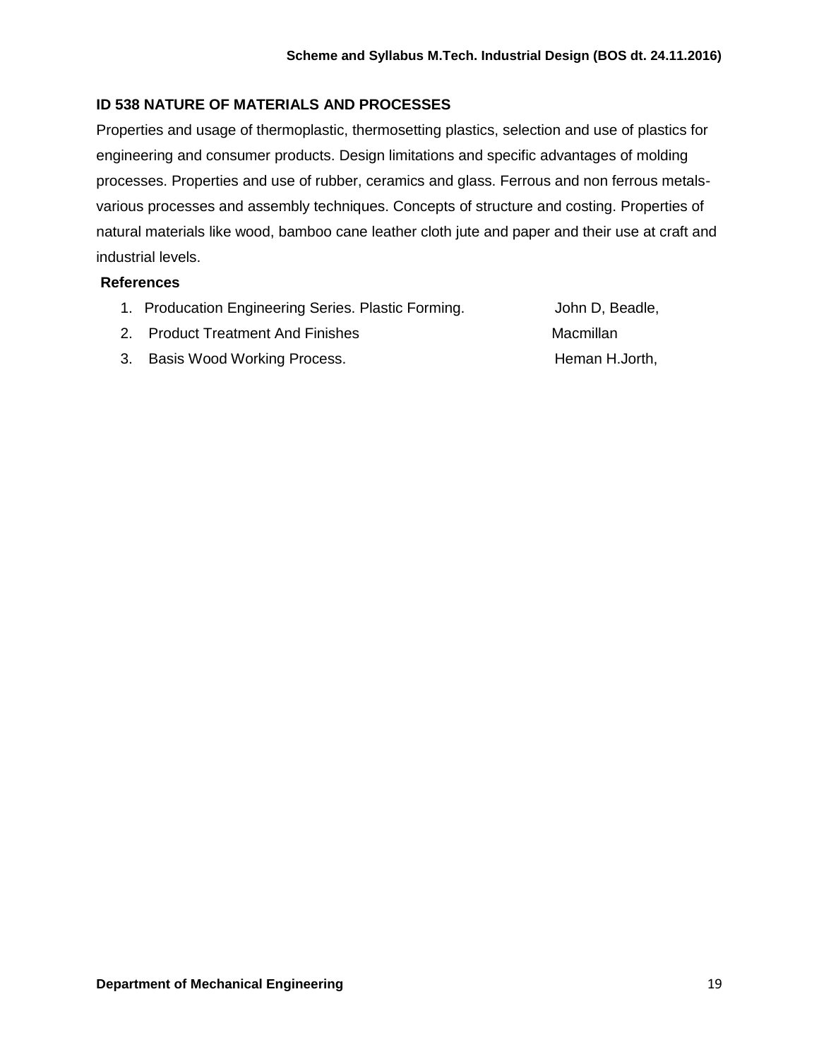## ID 538 NATURE OF MATERIALS AND PROCESSES

Properties and usage of thermoplastic, thermosetting plastics, selection and use of plastics for engineering and consumer products. Design limitations and specific advantages of molding processes. Properties and use of rubber, ceramics and glass. Ferrous and non ferrous metals-various processes and assembly techniques. Concepts of structure and costing. Properties of natural materials like wood, bamboo cane leather cloth jute and paper and their use at craft and industrial levels.

**References**

1. Producation Engineering Series. Plastic Forming. John D, Beadle,
2. Product Treatment And Finishes Macmillan
3. Basis Wood Working Process. Heman H.Jorth,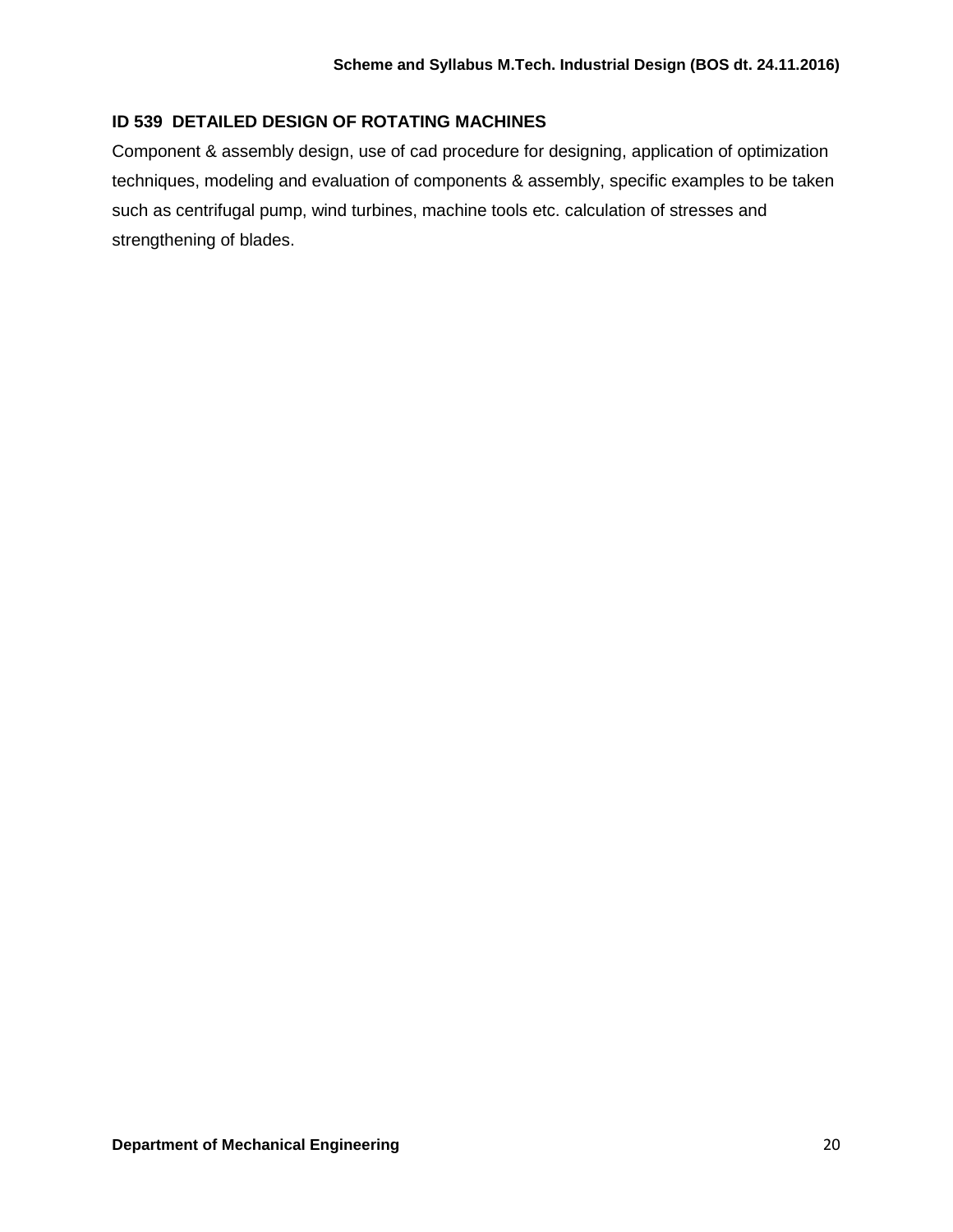### ID 539 DETAILED DESIGN OF ROTATING MACHINES

Component & assembly design, use of cad procedure for designing, application of optimization techniques, modeling and evaluation of components & assembly, specific examples to be taken such as centrifugal pump, wind turbines, machine tools etc. calculation of stresses and strengthening of blades.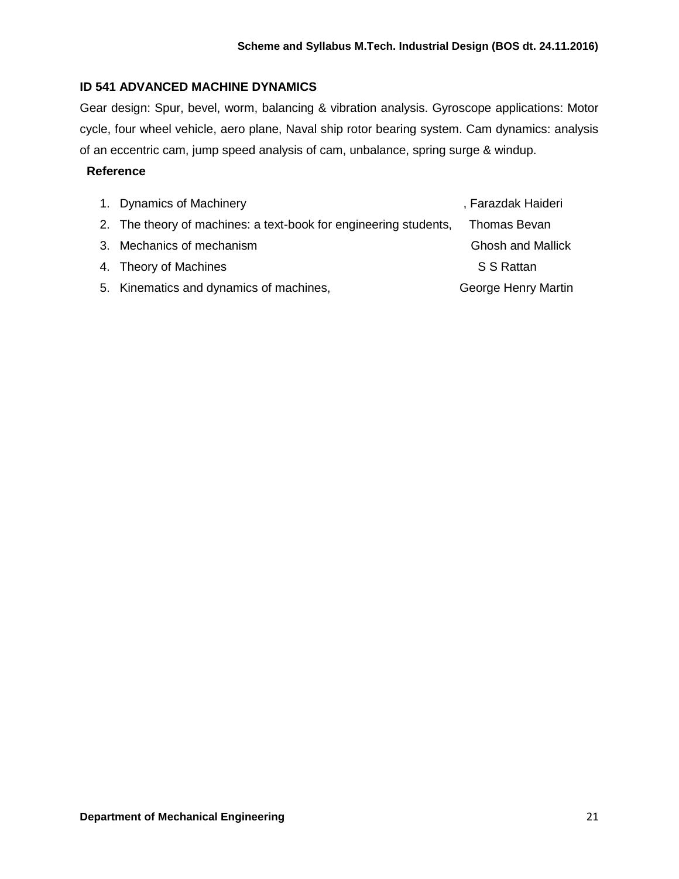## ID 541 ADVANCED MACHINE DYNAMICS

Gear design: Spur, bevel, worm, balancing & vibration analysis. Gyroscope applications: Motor cycle, four wheel vehicle, aero plane, Naval ship rotor bearing system. Cam dynamics: analysis of an eccentric cam, jump speed analysis of cam, unbalance, spring surge & windup.

**Reference**

1. Dynamics of Machinery , Farazdak Haideri
2. The theory of machines: a text-book for engineering students, Thomas Bevan
3. Mechanics of mechanism Ghosh and Mallick
4. Theory of Machines S S Rattan
5. Kinematics and dynamics of machines, George Henry Martin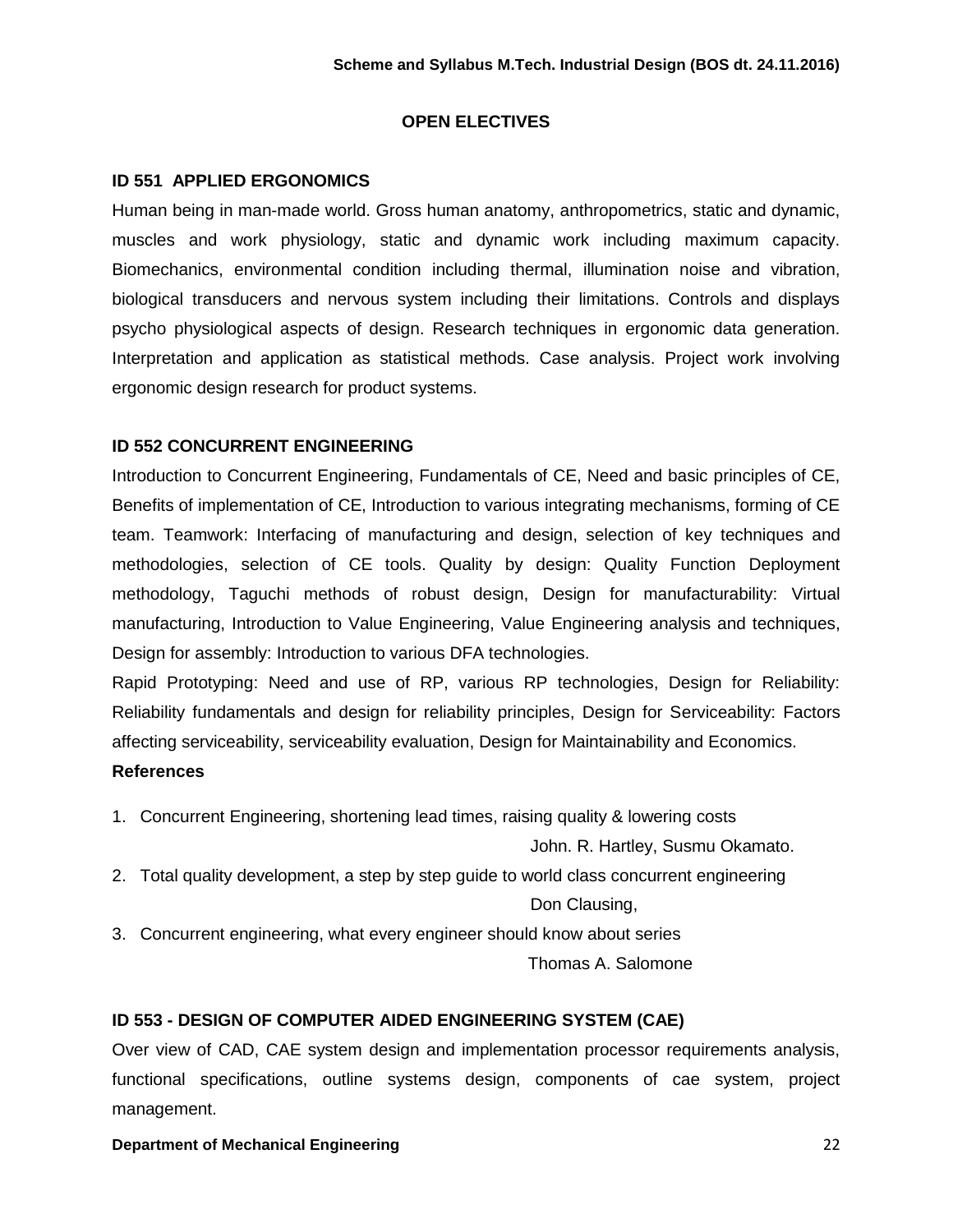## OPEN ELECTIVES

### ID 551 APPLIED ERGONOMICS

Human being in man-made world. Gross human anatomy, anthropometrics, static and dynamic, muscles and work physiology, static and dynamic work including maximum capacity. Biomechanics, environmental condition including thermal, illumination noise and vibration, biological transducers and nervous system including their limitations. Controls and displays psycho physiological aspects of design. Research techniques in ergonomic data generation. Interpretation and application as statistical methods. Case analysis. Project work involving ergonomic design research for product systems.

### ID 552 CONCURRENT ENGINEERING

Introduction to Concurrent Engineering, Fundamentals of CE, Need and basic principles of CE, Benefits of implementation of CE, Introduction to various integrating mechanisms, forming of CE team. Teamwork: Interfacing of manufacturing and design, selection of key techniques and methodologies, selection of CE tools. Quality by design: Quality Function Deployment methodology, Taguchi methods of robust design, Design for manufacturability: Virtual manufacturing, Introduction to Value Engineering, Value Engineering analysis and techniques, Design for assembly: Introduction to various DFA technologies.

Rapid Prototyping: Need and use of RP, various RP technologies, Design for Reliability: Reliability fundamentals and design for reliability principles, Design for Serviceability: Factors affecting serviceability, serviceability evaluation, Design for Maintainability and Economics.

**References**

1. Concurrent Engineering, shortening lead times, raising quality & lowering costs
   John. R. Hartley, Susmu Okamato.
2. Total quality development, a step by step guide to world class concurrent engineering
   Don Clausing,
3. Concurrent engineering, what every engineer should know about series
   Thomas A. Salomone

### ID 553 - DESIGN OF COMPUTER AIDED ENGINEERING SYSTEM (CAE)

Over view of CAD, CAE system design and implementation processor requirements analysis, functional specifications, outline systems design, components of cae system, project management.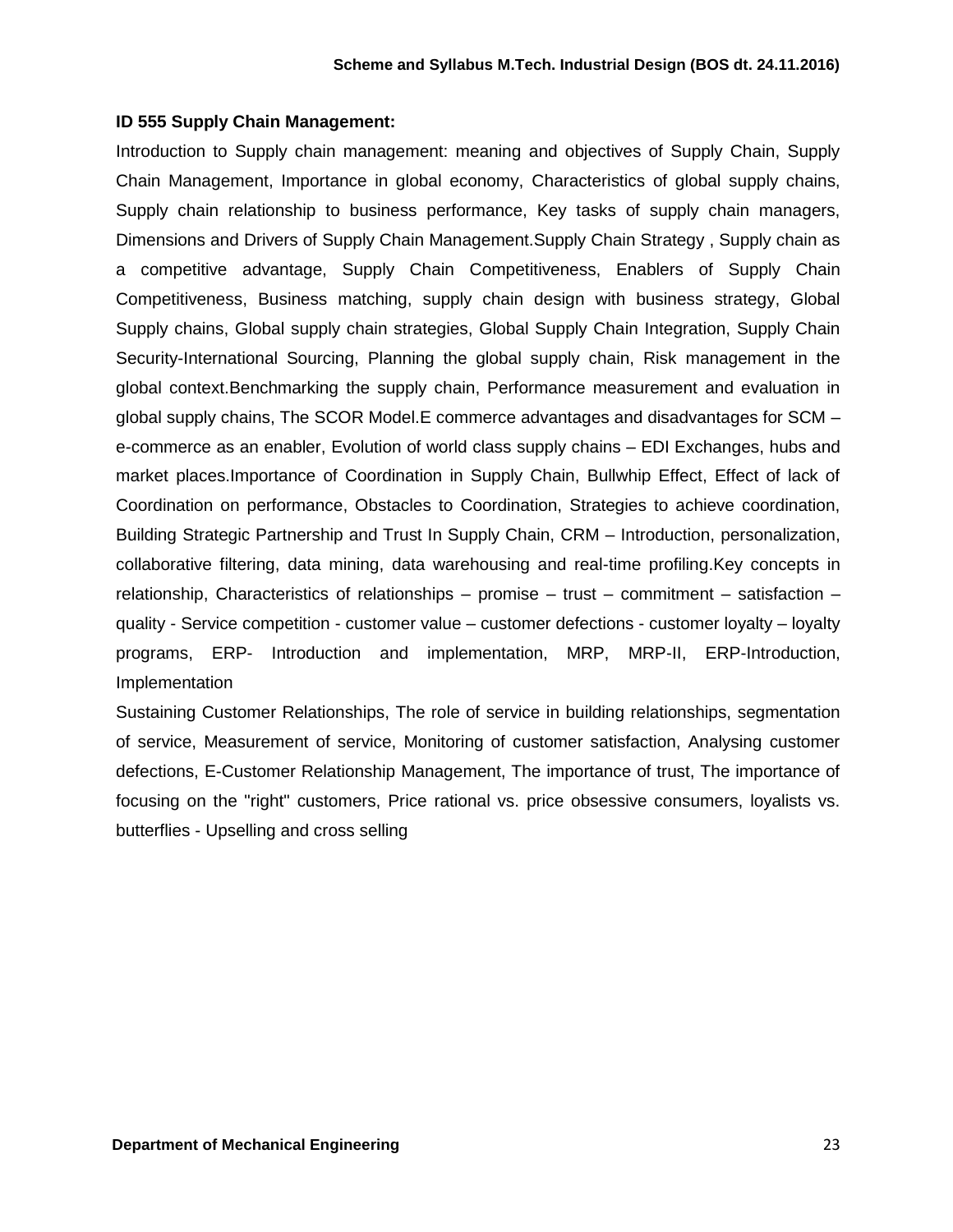**ID 555 Supply Chain Management:**

Introduction to Supply chain management: meaning and objectives of Supply Chain, Supply Chain Management, Importance in global economy, Characteristics of global supply chains, Supply chain relationship to business performance, Key tasks of supply chain managers, Dimensions and Drivers of Supply Chain Management.Supply Chain Strategy , Supply chain as a competitive advantage, Supply Chain Competitiveness, Enablers of Supply Chain Competitiveness, Business matching, supply chain design with business strategy, Global Supply chains, Global supply chain strategies, Global Supply Chain Integration, Supply Chain Security-International Sourcing, Planning the global supply chain, Risk management in the global context.Benchmarking the supply chain, Performance measurement and evaluation in global supply chains, The SCOR Model.E commerce advantages and disadvantages for SCM – e-commerce as an enabler, Evolution of world class supply chains – EDI Exchanges, hubs and market places.Importance of Coordination in Supply Chain, Bullwhip Effect, Effect of lack of Coordination on performance, Obstacles to Coordination, Strategies to achieve coordination, Building Strategic Partnership and Trust In Supply Chain, CRM – Introduction, personalization, collaborative filtering, data mining, data warehousing and real-time profiling.Key concepts in relationship, Characteristics of relationships – promise – trust – commitment – satisfaction – quality - Service competition - customer value – customer defections - customer loyalty – loyalty programs, ERP- Introduction and implementation, MRP, MRP-II, ERP-Introduction, Implementation

Sustaining Customer Relationships, The role of service in building relationships, segmentation of service, Measurement of service, Monitoring of customer satisfaction, Analysing customer defections, E-Customer Relationship Management, The importance of trust, The importance of focusing on the "right" customers, Price rational vs. price obsessive consumers, loyalists vs. butterflies - Upselling and cross selling